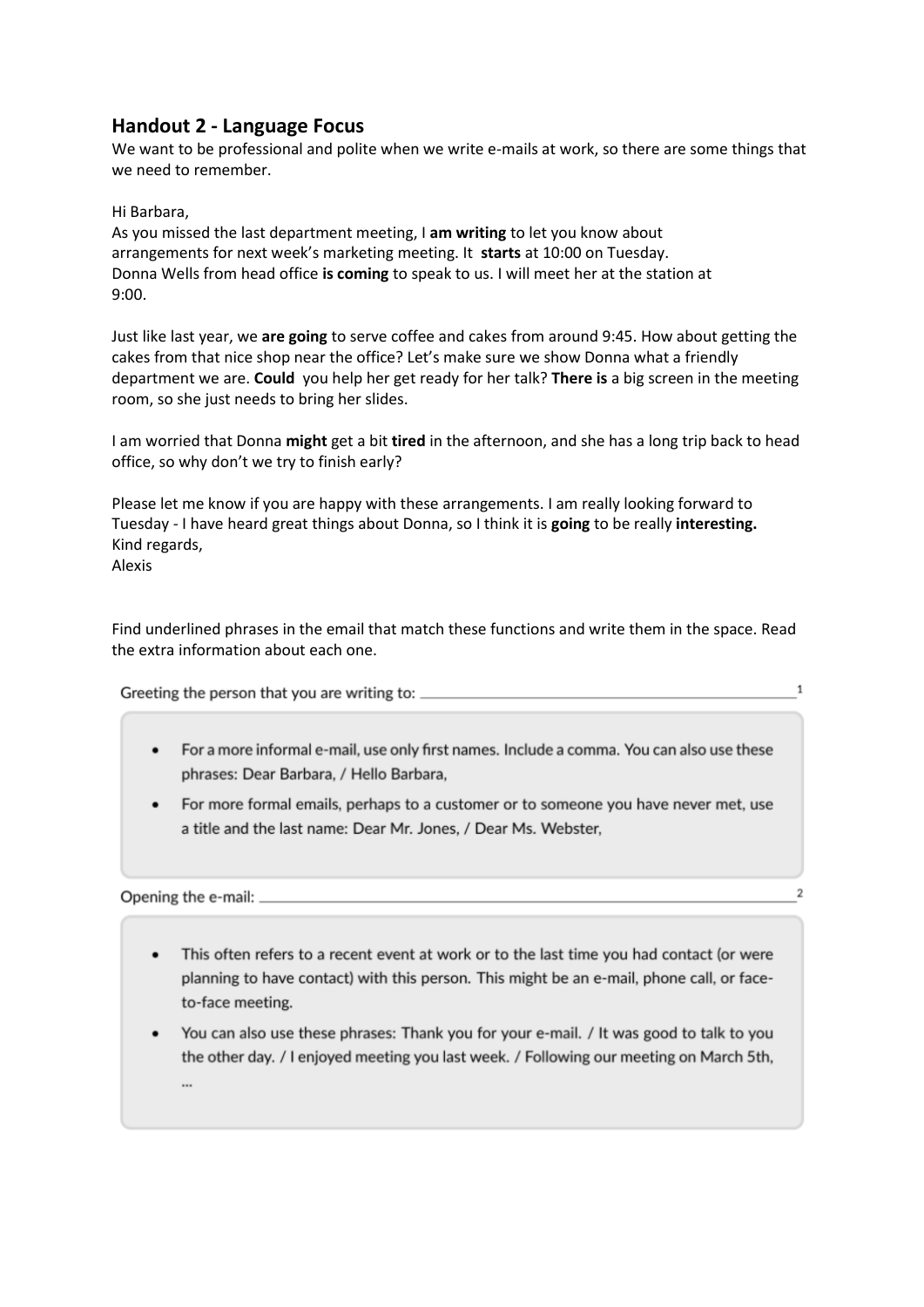## Handout 2 - Language Focus

We want to be professional and polite when we write e-mails at work, so there are some things that we need to remember.

Hi Barbara,
As you missed the last department meeting, I **am writing** to let you know about arrangements for next week's marketing meeting. It **starts** at 10:00 on Tuesday. Donna Wells from head office **is coming** to speak to us. I will meet her at the station at 9:00.

Just like last year, we **are going** to serve coffee and cakes from around 9:45. How about getting the cakes from that nice shop near the office? Let's make sure we show Donna what a friendly department we are. **Could** you help her get ready for her talk? **There is** a big screen in the meeting room, so she just needs to bring her slides.

I am worried that Donna **might** get a bit **tired** in the afternoon, and she has a long trip back to head office, so why don't we try to finish early?

Please let me know if you are happy with these arrangements. I am really looking forward to Tuesday - I have heard great things about Donna, so I think it is **going** to be really **interesting.**
Kind regards,
Alexis

Find underlined phrases in the email that match these functions and write them in the space. Read the extra information about each one.

Greeting the person that you are writing to: ____________________[1]

- For a more informal e-mail, use only first names. Include a comma. You can also use these phrases: Dear Barbara, / Hello Barbara,
- For more formal emails, perhaps to a customer or to someone you have never met, use a title and the last name: Dear Mr. Jones, / Dear Ms. Webster,

Opening the e-mail: ____________________[2]

- This often refers to a recent event at work or to the last time you had contact (or were planning to have contact) with this person. This might be an e-mail, phone call, or face-to-face meeting.
- You can also use these phrases: Thank you for your e-mail. / It was good to talk to you the other day. / I enjoyed meeting you last week. / Following our meeting on March 5th, ...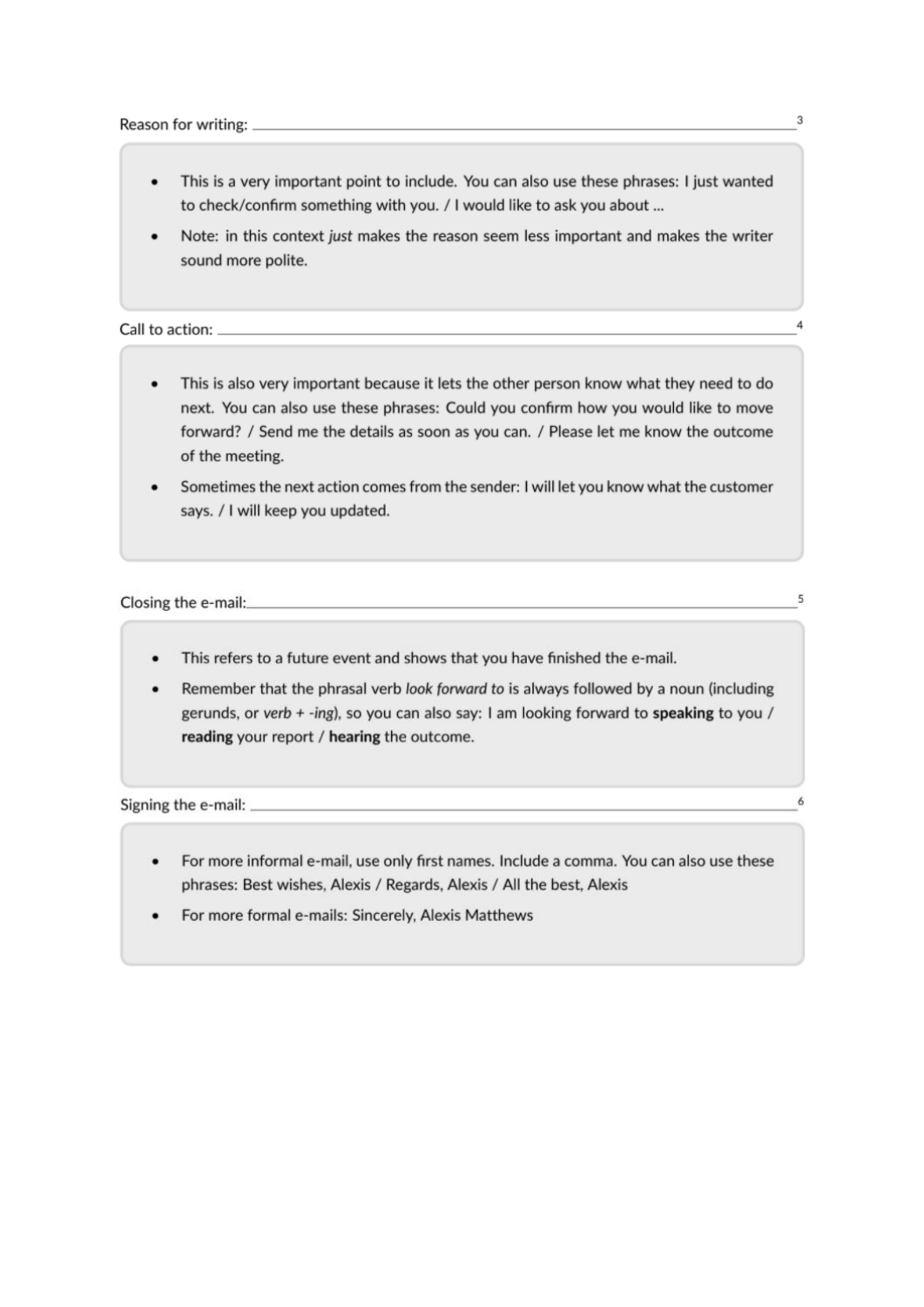Reason for writing: ____________________ [3]

- This is a very important point to include. You can also use these phrases: I just wanted to check/confirm something with you. / I would like to ask you about ...
- Note: in this context *just* makes the reason seem less important and makes the writer sound more polite.

Call to action: ____________________ [4]

- This is also very important because it lets the other person know what they need to do next. You can also use these phrases: Could you confirm how you would like to move forward? / Send me the details as soon as you can. / Please let me know the outcome of the meeting.
- Sometimes the next action comes from the sender: I will let you know what the customer says. / I will keep you updated.

Closing the e-mail: ____________________ [5]

- This refers to a future event and shows that you have finished the e-mail.
- Remember that the phrasal verb *look forward to* is always followed by a noun (including gerunds, or *verb + -ing*), so you can also say: I am looking forward to **speaking** to you / **reading** your report / **hearing** the outcome.

Signing the e-mail: ____________________ [6]

- For more informal e-mail, use only first names. Include a comma. You can also use these phrases: Best wishes, Alexis / Regards, Alexis / All the best, Alexis
- For more formal e-mails: Sincerely, Alexis Matthews